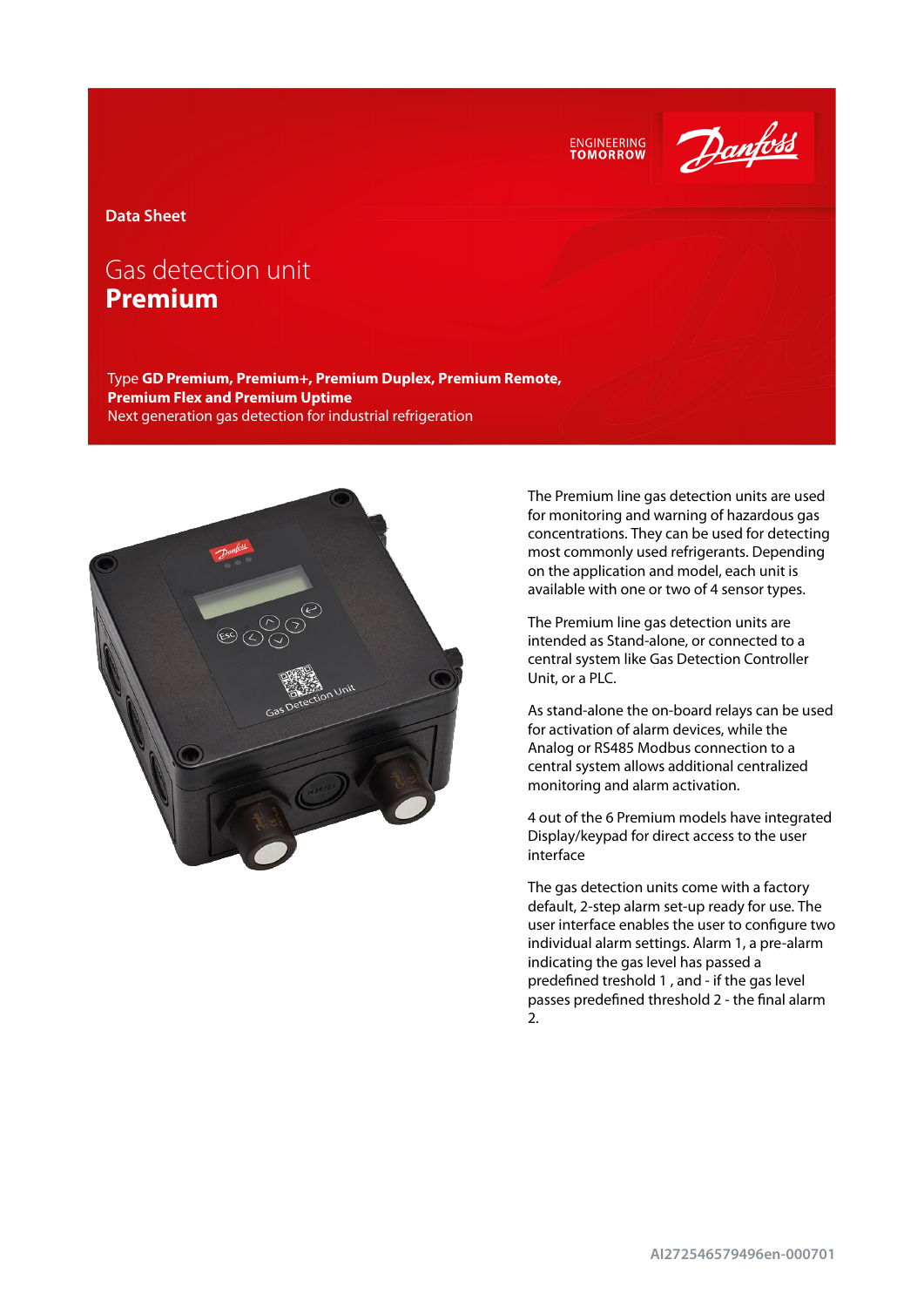Data Sheet

# Gas detection unit
# **Premium**

Type **GD Premium, Premium+, Premium Duplex, Premium Remote, Premium Flex and Premium Uptime**
Next generation gas detection for industrial refrigeration

The Premium line gas detection units are used for monitoring and warning of hazardous gas concentrations. They can be used for detecting most commonly used refrigerants. Depending on the application and model, each unit is available with one or two of 4 sensor types.

The Premium line gas detection units are intended as Stand-alone, or connected to a central system like Gas Detection Controller Unit, or a PLC.

As stand-alone the on-board relays can be used for activation of alarm devices, while the Analog or RS485 Modbus connection to a central system allows additional centralized monitoring and alarm activation.

4 out of the 6 Premium models have integrated Display/keypad for direct access to the user interface

The gas detection units come with a factory default, 2-step alarm set-up ready for use. The user interface enables the user to configure two individual alarm settings. Alarm 1, a pre-alarm indicating the gas level has passed a predefined treshold 1 , and - if the gas level passes predefined threshold 2 - the final alarm 2.

AI272546579496en-000701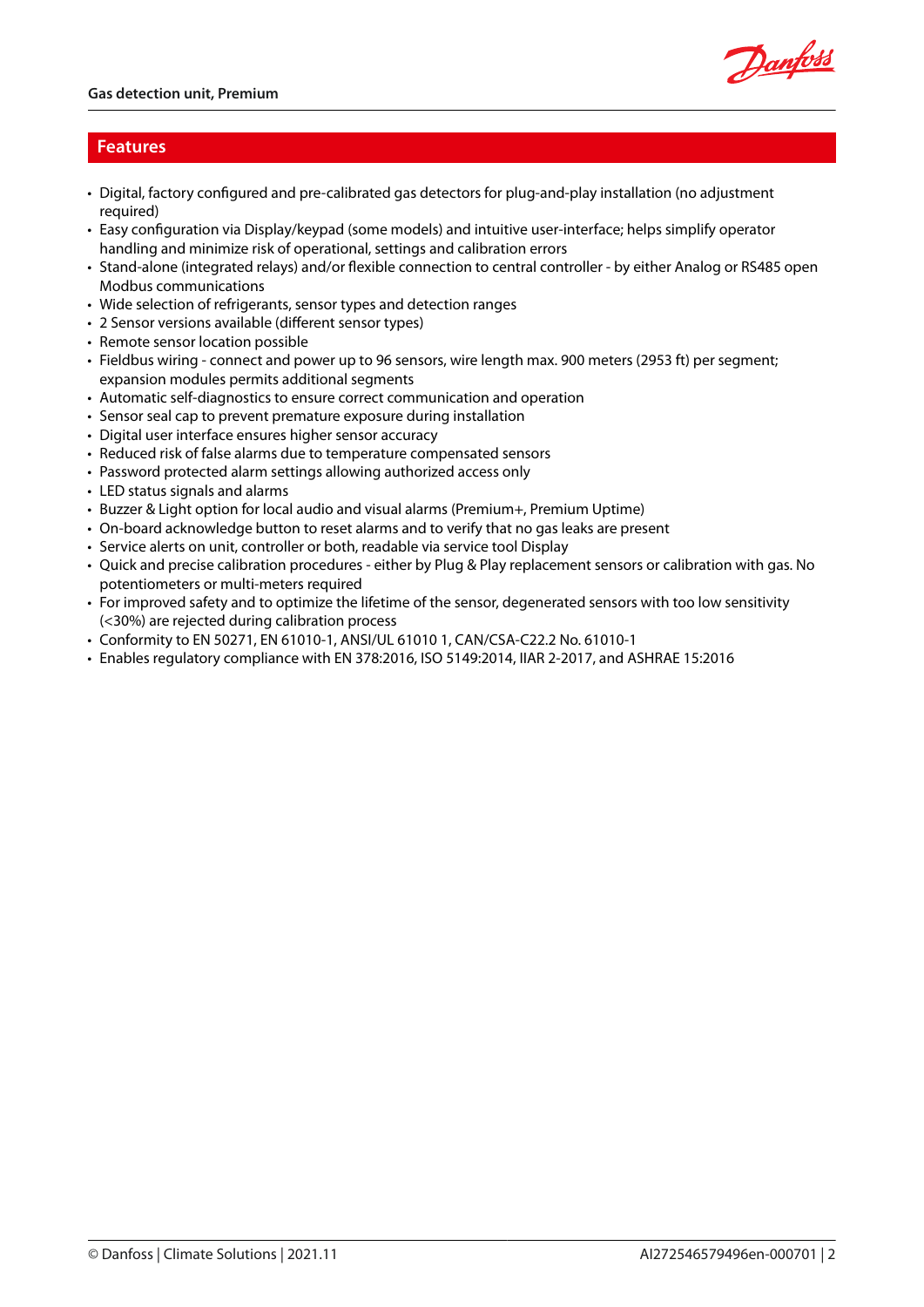## Features

- Digital, factory configured and pre-calibrated gas detectors for plug-and-play installation (no adjustment required)
- Easy configuration via Display/keypad (some models) and intuitive user-interface; helps simplify operator handling and minimize risk of operational, settings and calibration errors
- Stand-alone (integrated relays) and/or flexible connection to central controller - by either Analog or RS485 open Modbus communications
- Wide selection of refrigerants, sensor types and detection ranges
- 2 Sensor versions available (different sensor types)
- Remote sensor location possible
- Fieldbus wiring - connect and power up to 96 sensors, wire length max. 900 meters (2953 ft) per segment; expansion modules permits additional segments
- Automatic self-diagnostics to ensure correct communication and operation
- Sensor seal cap to prevent premature exposure during installation
- Digital user interface ensures higher sensor accuracy
- Reduced risk of false alarms due to temperature compensated sensors
- Password protected alarm settings allowing authorized access only
- LED status signals and alarms
- Buzzer & Light option for local audio and visual alarms (Premium+, Premium Uptime)
- On-board acknowledge button to reset alarms and to verify that no gas leaks are present
- Service alerts on unit, controller or both, readable via service tool Display
- Quick and precise calibration procedures - either by Plug & Play replacement sensors or calibration with gas. No potentiometers or multi-meters required
- For improved safety and to optimize the lifetime of the sensor, degenerated sensors with too low sensitivity (<30%) are rejected during calibration process
- Conformity to EN 50271, EN 61010-1, ANSI/UL 61010 1, CAN/CSA-C22.2 No. 61010-1
- Enables regulatory compliance with EN 378:2016, ISO 5149:2014, IIAR 2-2017, and ASHRAE 15:2016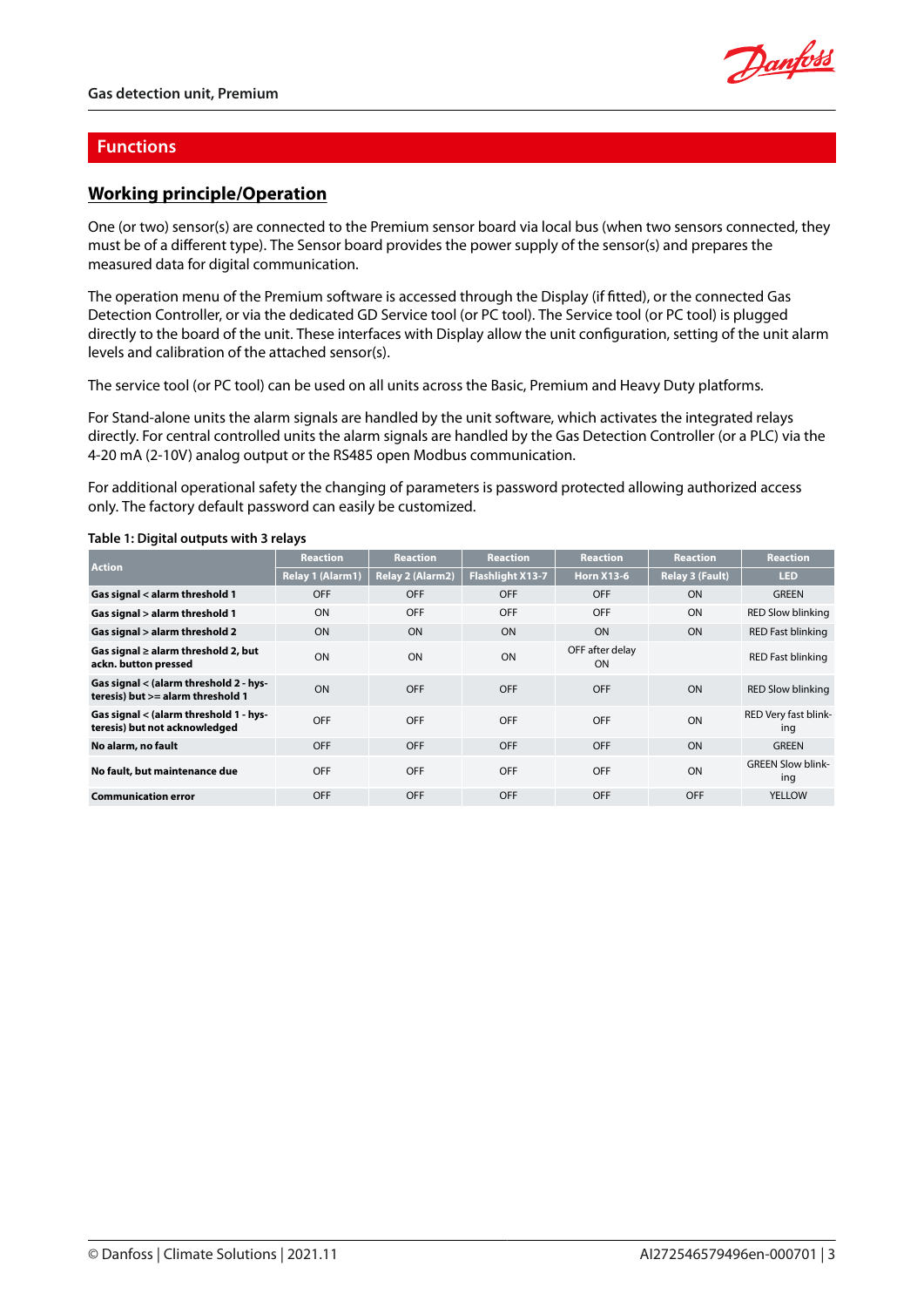## Functions

### Working principle/Operation

One (or two) sensor(s) are connected to the Premium sensor board via local bus (when two sensors connected, they must be of a different type). The Sensor board provides the power supply of the sensor(s) and prepares the measured data for digital communication.

The operation menu of the Premium software is accessed through the Display (if fitted), or the connected Gas Detection Controller, or via the dedicated GD Service tool (or PC tool). The Service tool (or PC tool) is plugged directly to the board of the unit. These interfaces with Display allow the unit configuration, setting of the unit alarm levels and calibration of the attached sensor(s).

The service tool (or PC tool) can be used on all units across the Basic, Premium and Heavy Duty platforms.

For Stand-alone units the alarm signals are handled by the unit software, which activates the integrated relays directly. For central controlled units the alarm signals are handled by the Gas Detection Controller (or a PLC) via the 4-20 mA (2-10V) analog output or the RS485 open Modbus communication.

For additional operational safety the changing of parameters is password protected allowing authorized access only. The factory default password can easily be customized.

**Table 1: Digital outputs with 3 relays**

| Action | Reaction | Reaction | Reaction | Reaction | Reaction | Reaction |
|---|---|---|---|---|---|---|
| | Relay 1 (Alarm1) | Relay 2 (Alarm2) | Flashlight X13-7 | Horn X13-6 | Relay 3 (Fault) | LED |
| **Gas signal < alarm threshold 1** | OFF | OFF | OFF | OFF | ON | GREEN |
| **Gas signal > alarm threshold 1** | ON | OFF | OFF | OFF | ON | RED Slow blinking |
| **Gas signal > alarm threshold 2** | ON | ON | ON | ON | ON | RED Fast blinking |
| **Gas signal ≥ alarm threshold 2, but ackn. button pressed** | ON | ON | ON | OFF after delay ON | | RED Fast blinking |
| **Gas signal < (alarm threshold 2 - hysteresis) but >= alarm threshold 1** | ON | OFF | OFF | OFF | ON | RED Slow blinking |
| **Gas signal < (alarm threshold 1 - hysteresis) but not acknowledged** | OFF | OFF | OFF | OFF | ON | RED Very fast blinking |
| **No alarm, no fault** | OFF | OFF | OFF | OFF | ON | GREEN |
| **No fault, but maintenance due** | OFF | OFF | OFF | OFF | ON | GREEN Slow blinking |
| **Communication error** | OFF | OFF | OFF | OFF | OFF | YELLOW |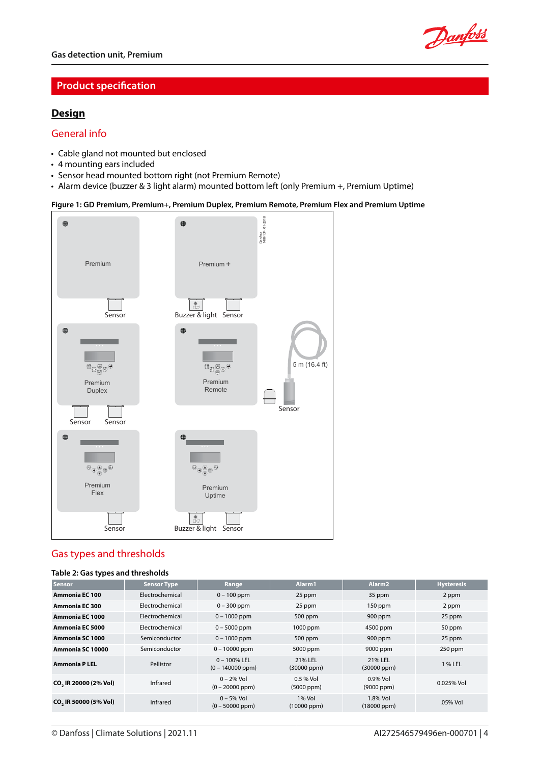# Product specification

## Design

### General info

- Cable gland not mounted but enclosed
- 4 mounting ears included
- Sensor head mounted bottom right (not Premium Remote)
- Alarm device (buzzer & 3 light alarm) mounted bottom left (only Premium +, Premium Uptime)

**Figure 1: GD Premium, Premium+, Premium Duplex, Premium Remote, Premium Flex and Premium Uptime**

Premium
Sensor

Premium +
Buzzer & light
Sensor

Premium Duplex
Sensor
Sensor

Premium Remote
5 m (16.4 ft)
Sensor

Premium Flex
Sensor

Premium Uptime
Buzzer & light
Sensor

### Gas types and thresholds

**Table 2: Gas types and thresholds**

| Sensor | Sensor Type | Range | Alarm1 | Alarm2 | Hysteresis |
|---|---|---|---|---|---|
| **Ammonia EC 100** | Electrochemical | 0 – 100 ppm | 25 ppm | 35 ppm | 2 ppm |
| **Ammonia EC 300** | Electrochemical | 0 – 300 ppm | 25 ppm | 150 ppm | 2 ppm |
| **Ammonia EC 1000** | Electrochemical | 0 – 1000 ppm | 500 ppm | 900 ppm | 25 ppm |
| **Ammonia EC 5000** | Electrochemical | 0 – 5000 ppm | 1000 ppm | 4500 ppm | 50 ppm |
| **Ammonia SC 1000** | Semiconductor | 0 – 1000 ppm | 500 ppm | 900 ppm | 25 ppm |
| **Ammonia SC 10000** | Semiconductor | 0 – 10000 ppm | 5000 ppm | 9000 ppm | 250 ppm |
| **Ammonia P LEL** | Pellistor | 0 – 100% LEL (0 – 140000 ppm) | 21% LEL (30000 ppm) | 21% LEL (30000 ppm) | 1 % LEL |
| **$CO_2$ IR 20000 (2% Vol)** | Infrared | 0 – 2% Vol (0 – 20000 ppm) | 0.5 % Vol (5000 ppm) | 0.9% Vol (9000 ppm) | 0.025% Vol |
| **$CO_2$ IR 50000 (5% Vol)** | Infrared | 0 – 5% Vol (0 – 50000 ppm) | 1% Vol (10000 ppm) | 1.8% Vol (18000 ppm) | .05% Vol |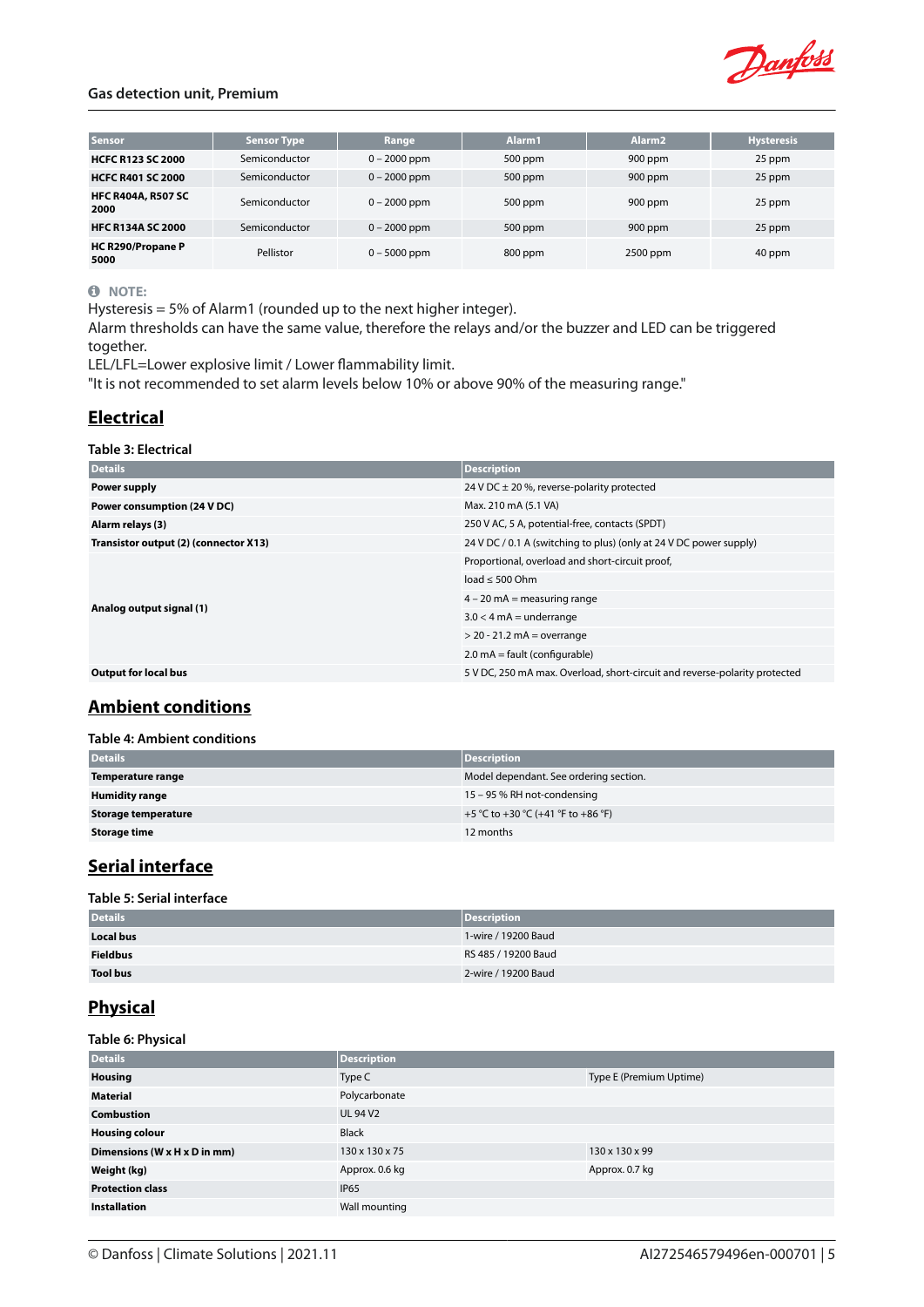| Sensor | Sensor Type | Range | Alarm1 | Alarm2 | Hysteresis |
| --- | --- | --- | --- | --- | --- |
| **HCFC R123 SC 2000** | Semiconductor | 0 – 2000 ppm | 500 ppm | 900 ppm | 25 ppm |
| **HCFC R401 SC 2000** | Semiconductor | 0 – 2000 ppm | 500 ppm | 900 ppm | 25 ppm |
| **HFC R404A, R507 SC 2000** | Semiconductor | 0 – 2000 ppm | 500 ppm | 900 ppm | 25 ppm |
| **HFC R134A SC 2000** | Semiconductor | 0 – 2000 ppm | 500 ppm | 900 ppm | 25 ppm |
| **HC R290/Propane P 5000** | Pellistor | 0 – 5000 ppm | 800 ppm | 2500 ppm | 40 ppm |

**NOTE:**

Hysteresis = 5% of Alarm1 (rounded up to the next higher integer).

Alarm thresholds can have the same value, therefore the relays and/or the buzzer and LED can be triggered together.

LEL/LFL=Lower explosive limit / Lower flammability limit.

"It is not recommended to set alarm levels below 10% or above 90% of the measuring range."

## Electrical

**Table 3: Electrical**

| Details | Description |
| --- | --- |
| **Power supply** | 24 V DC ± 20 %, reverse-polarity protected |
| **Power consumption (24 V DC)** | Max. 210 mA (5.1 VA) |
| **Alarm relays (3)** | 250 V AC, 5 A, potential-free, contacts (SPDT) |
| **Transistor output (2) (connector X13)** | 24 V DC / 0.1 A (switching to plus) (only at 24 V DC power supply) |
| **Analog output signal (1)** | Proportional, overload and short-circuit proof, |
| | load ≤ 500 Ohm |
| | 4 – 20 mA = measuring range |
| | 3.0 < 4 mA = underrange |
| | > 20 - 21.2 mA = overrange |
| | 2.0 mA = fault (configurable) |
| **Output for local bus** | 5 V DC, 250 mA max. Overload, short-circuit and reverse-polarity protected |

## Ambient conditions

**Table 4: Ambient conditions**

| Details | Description |
| --- | --- |
| **Temperature range** | Model dependant. See ordering section. |
| **Humidity range** | 15 – 95 % RH not-condensing |
| **Storage temperature** | +5 °C to +30 °C (+41 °F to +86 °F) |
| **Storage time** | 12 months |

## Serial interface

**Table 5: Serial interface**

| Details | Description |
| --- | --- |
| **Local bus** | 1-wire / 19200 Baud |
| **Fieldbus** | RS 485 / 19200 Baud |
| **Tool bus** | 2-wire / 19200 Baud |

## Physical

**Table 6: Physical**

| Details | Description | |
| --- | --- | --- |
| **Housing** | Type C | Type E (Premium Uptime) |
| **Material** | Polycarbonate | |
| **Combustion** | UL 94 V2 | |
| **Housing colour** | Black | |
| **Dimensions (W x H x D in mm)** | 130 x 130 x 75 | 130 x 130 x 99 |
| **Weight (kg)** | Approx. 0.6 kg | Approx. 0.7 kg |
| **Protection class** | IP65 | |
| **Installation** | Wall mounting | |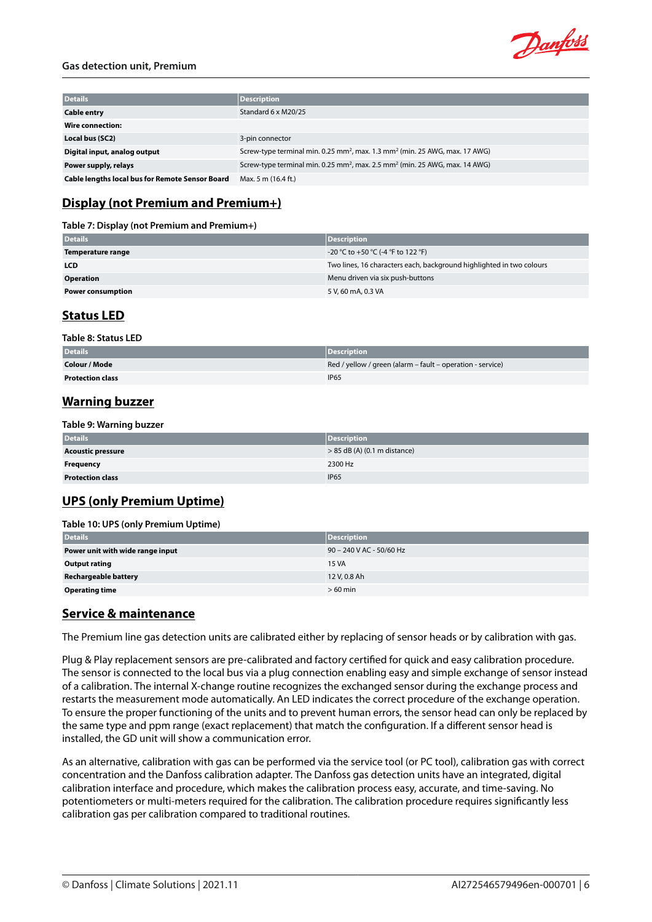| Details | Description |
| --- | --- |
| **Cable entry** | Standard 6 x M20/25 |
| **Wire connection:** | |
| **Local bus (SC2)** | 3-pin connector |
| **Digital input, analog output** | Screw-type terminal min. 0.25 mm², max. 1.3 mm² (min. 25 AWG, max. 17 AWG) |
| **Power supply, relays** | Screw-type terminal min. 0.25 mm², max. 2.5 mm² (min. 25 AWG, max. 14 AWG) |
| **Cable lengths local bus for Remote Sensor Board** | Max. 5 m (16.4 ft.) |

## Display (not Premium and Premium+)

Table 7: Display (not Premium and Premium+)

| Details | Description |
| --- | --- |
| **Temperature range** | -20 °C to +50 °C (-4 °F to 122 °F) |
| **LCD** | Two lines, 16 characters each, background highlighted in two colours |
| **Operation** | Menu driven via six push-buttons |
| **Power consumption** | 5 V, 60 mA, 0.3 VA |

## Status LED

Table 8: Status LED

| Details | Description |
| --- | --- |
| **Colour / Mode** | Red / yellow / green (alarm – fault – operation - service) |
| **Protection class** | IP65 |

## Warning buzzer

Table 9: Warning buzzer

| Details | Description |
| --- | --- |
| **Acoustic pressure** | > 85 dB (A) (0.1 m distance) |
| **Frequency** | 2300 Hz |
| **Protection class** | IP65 |

## UPS (only Premium Uptime)

Table 10: UPS (only Premium Uptime)

| Details | Description |
| --- | --- |
| **Power unit with wide range input** | 90 – 240 V AC - 50/60 Hz |
| **Output rating** | 15 VA |
| **Rechargeable battery** | 12 V, 0.8 Ah |
| **Operating time** | > 60 min |

## Service & maintenance

The Premium line gas detection units are calibrated either by replacing of sensor heads or by calibration with gas.

Plug & Play replacement sensors are pre-calibrated and factory certified for quick and easy calibration procedure. The sensor is connected to the local bus via a plug connection enabling easy and simple exchange of sensor instead of a calibration. The internal X-change routine recognizes the exchanged sensor during the exchange process and restarts the measurement mode automatically. An LED indicates the correct procedure of the exchange operation. To ensure the proper functioning of the units and to prevent human errors, the sensor head can only be replaced by the same type and ppm range (exact replacement) that match the configuration. If a different sensor head is installed, the GD unit will show a communication error.

As an alternative, calibration with gas can be performed via the service tool (or PC tool), calibration gas with correct concentration and the Danfoss calibration adapter. The Danfoss gas detection units have an integrated, digital calibration interface and procedure, which makes the calibration process easy, accurate, and time-saving. No potentiometers or multi-meters required for the calibration. The calibration procedure requires significantly less calibration gas per calibration compared to traditional routines.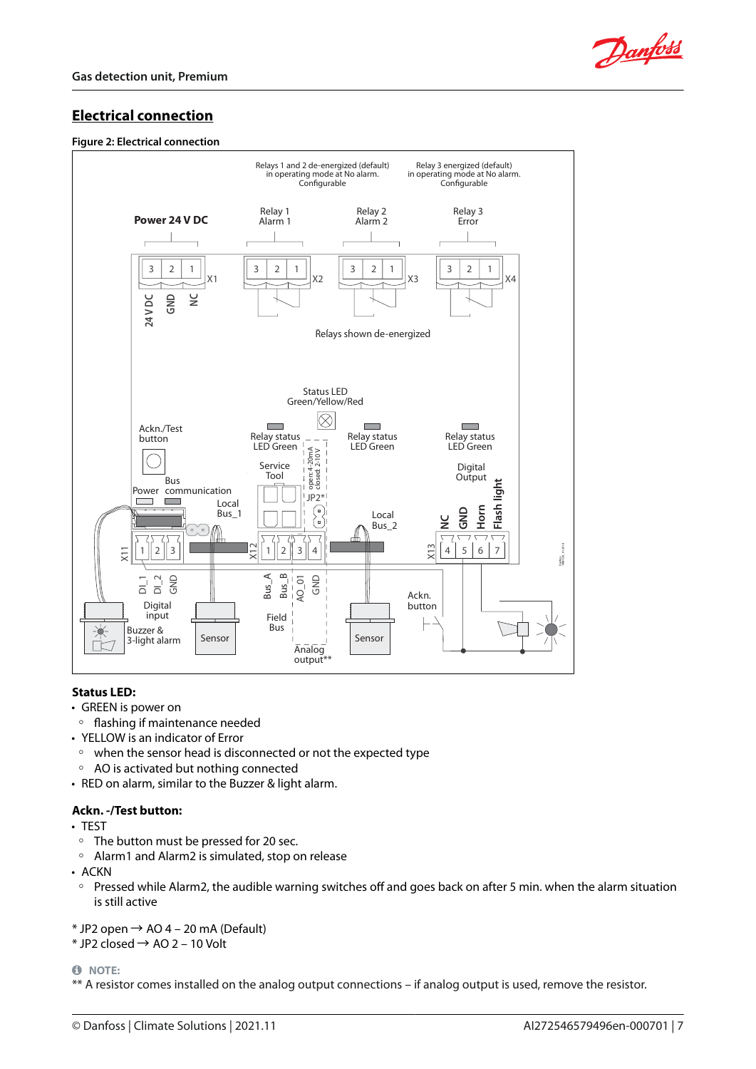## Electrical connection

**Figure 2: Electrical connection**

Relays 1 and 2 de-energized (default) in operating mode at No alarm. Configurable

Relay 3 energized (default) in operating mode at No alarm. Configurable

Power 24 V DC

Relay 1
Alarm 1

Relay 2
Alarm 2

Relay 3
Error

3 2 1 X1

3 2 1 X2

3 2 1 X3

3 2 1 X4

24 V DC GND NC

Relays shown de-energized

Status LED
Green/Yellow/Red

Ackn./Test button

Relay status LED Green

Relay status LED Green

Relay status LED Green

Service Tool

open 4-20mA
closed 2-10V

JP2*

Digital Output

Power

Bus communication

Local Bus_1

Local Bus_2

NC GND Horn Flash light

X11 1 2 3

X12 1 2 3 4

X13 4 5 6 7

DI_1 DI_2 GND

Bus_A Bus_B AO_01 GND

Digital input

Buzzer & 3-light alarm

Sensor

Field Bus

Analog output**

Sensor

Ackn. button

**Status LED:**

- GREEN is power on
  - flashing if maintenance needed
- YELLOW is an indicator of Error
  - when the sensor head is disconnected or not the expected type
  - AO is activated but nothing connected
- RED on alarm, similar to the Buzzer & light alarm.

**Ackn. -/Test button:**

- TEST
  - The button must be pressed for 20 sec.
  - Alarm1 and Alarm2 is simulated, stop on release
- ACKN
  - Pressed while Alarm2, the audible warning switches off and goes back on after 5 min. when the alarm situation is still active

\* JP2 open → AO 4 – 20 mA (Default)
\* JP2 closed → AO 2 – 10 Volt

**NOTE:**
** A resistor comes installed on the analog output connections – if analog output is used, remove the resistor.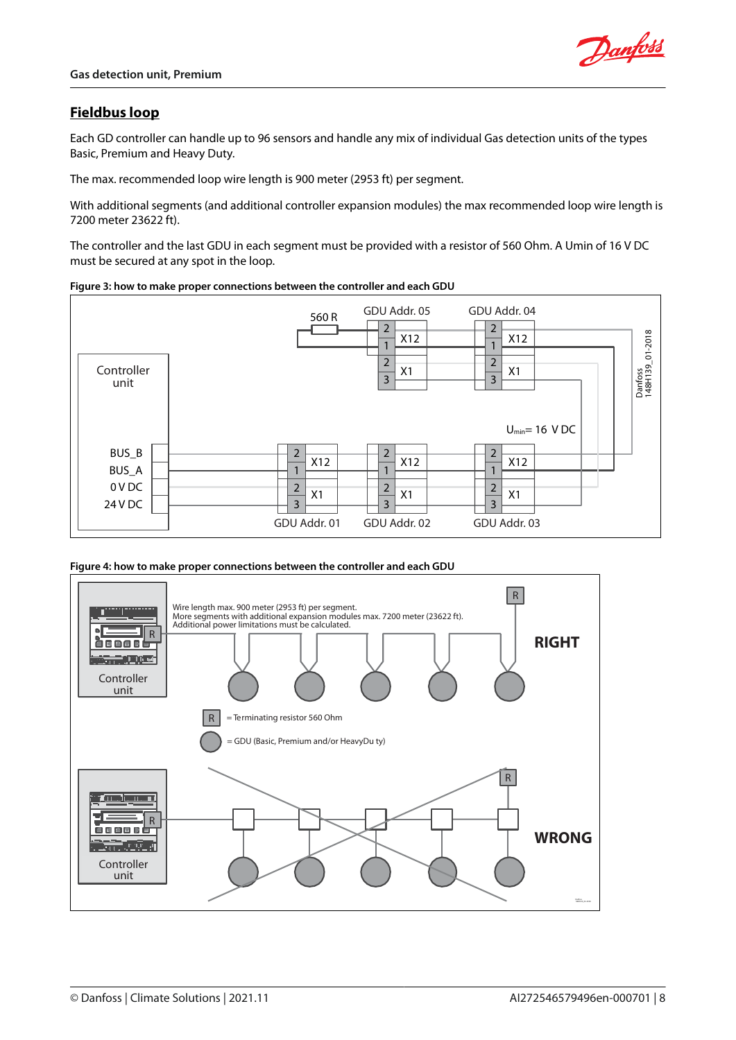## Fieldbus loop

Each GD controller can handle up to 96 sensors and handle any mix of individual Gas detection units of the types Basic, Premium and Heavy Duty.

The max. recommended loop wire length is 900 meter (2953 ft) per segment.

With additional segments (and additional controller expansion modules) the max recommended loop wire length is 7200 meter 23622 ft).

The controller and the last GDU in each segment must be provided with a resistor of 560 Ohm. A Umin of 16 V DC must be secured at any spot in the loop.

**Figure 3: how to make proper connections between the controller and each GDU**

560 R
GDU Addr. 05
GDU Addr. 04
Controller unit
BUS_B
BUS_A
0 V DC
24 V DC
X12
X1
$U_{min}$= 16 V DC
GDU Addr. 01
GDU Addr. 02
GDU Addr. 03
Danfoss 148H139_01-2018

**Figure 4: how to make proper connections between the controller and each GDU**

Wire length max. 900 meter (2953 ft) per segment.
More segments with additional expansion modules max. 7200 meter (23622 ft).
Additional power limitations must be calculated.

Controller unit

RIGHT

R = Terminating resistor 560 Ohm

= GDU (Basic, Premium and/or HeavyDu ty)

WRONG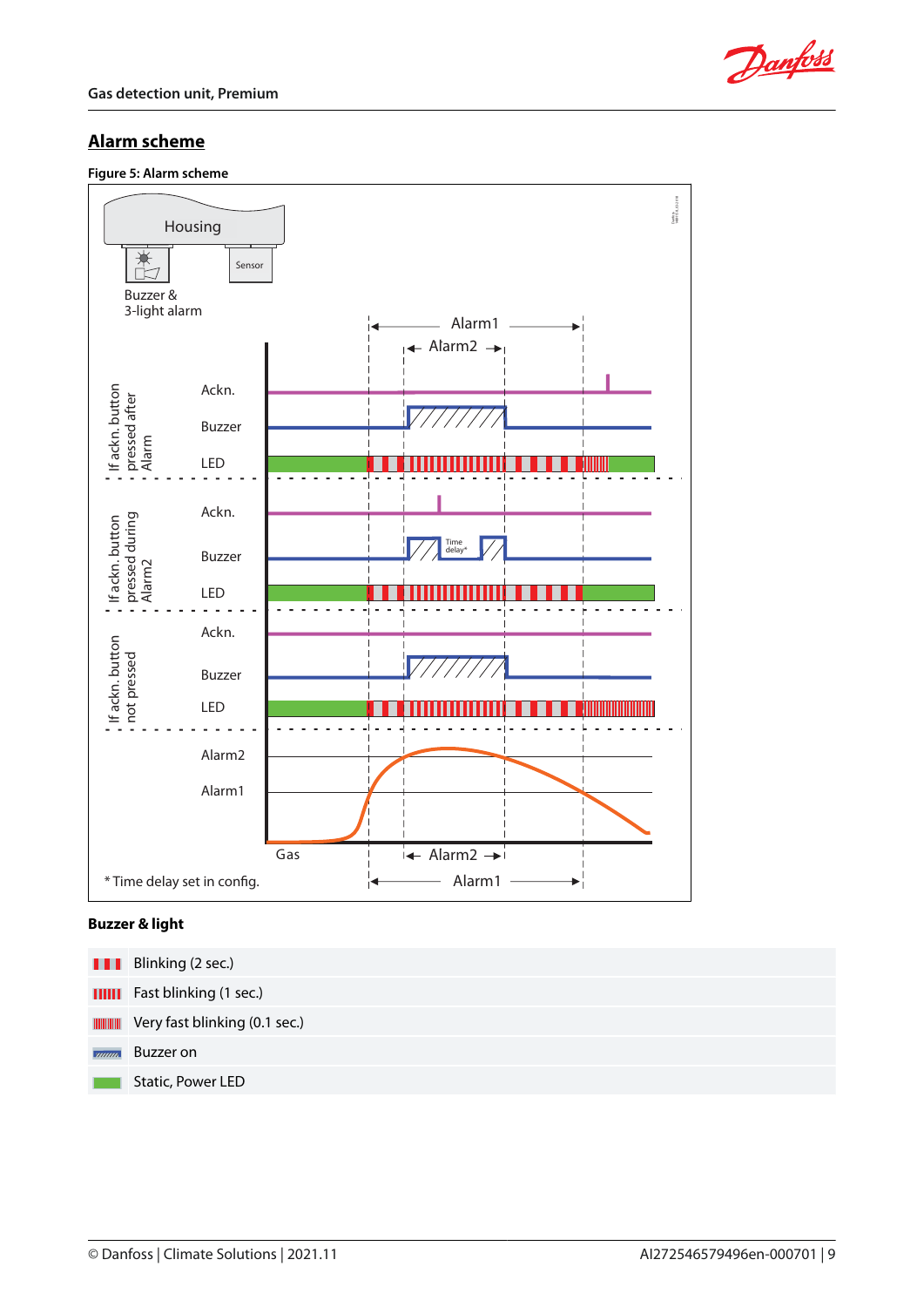## Alarm scheme

**Figure 5: Alarm scheme**

Housing

Sensor

Buzzer & 3-light alarm

Alarm1

Alarm2

If ackn. button pressed after Alarm

Ackn.

Buzzer

LED

If ackn. button pressed during Alarm2

Ackn.

Buzzer

Time delay*

LED

If ackn. button not pressed

Ackn.

Buzzer

LED

Alarm2

Alarm1

Gas

Alarm2

Alarm1

* Time delay set in config.

### Buzzer & light

| | |
|---|---|
| | Blinking (2 sec.) |
| | Fast blinking (1 sec.) |
| | Very fast blinking (0.1 sec.) |
| | Buzzer on |
| | Static, Power LED |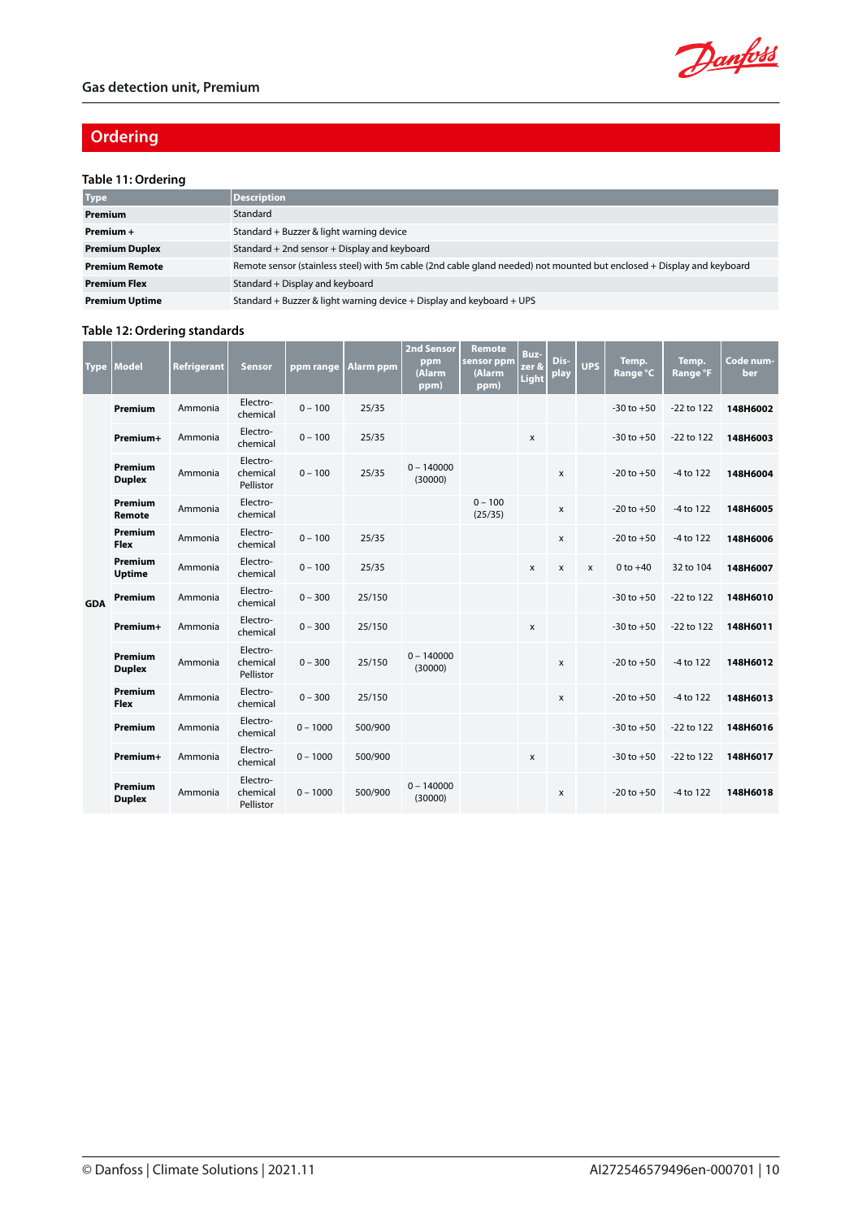## Ordering

Table 11: Ordering

| Type | Description |
|---|---|
| **Premium** | Standard |
| **Premium +** | Standard + Buzzer & light warning device |
| **Premium Duplex** | Standard + 2nd sensor + Display and keyboard |
| **Premium Remote** | Remote sensor (stainless steel) with 5m cable (2nd cable gland needed) not mounted but enclosed + Display and keyboard |
| **Premium Flex** | Standard + Display and keyboard |
| **Premium Uptime** | Standard + Buzzer & light warning device + Display and keyboard + UPS |

Table 12: Ordering standards

| Type | Model | Refrigerant | Sensor | ppm range | Alarm ppm | 2nd Sensor ppm (Alarm ppm) | Remote sensor ppm (Alarm ppm) | Buzzer & Light | Display | UPS | Temp. Range °C | Temp. Range °F | Code number |
|---|---|---|---|---|---|---|---|---|---|---|---|---|---|
| GDA | **Premium** | Ammonia | Electro-chemical | 0 – 100 | 25/35 | | | | | | -30 to +50 | -22 to 122 | **148H6002** |
| | **Premium+** | Ammonia | Electro-chemical | 0 – 100 | 25/35 | | | x | | | -30 to +50 | -22 to 122 | **148H6003** |
| | **Premium Duplex** | Ammonia | Electro-chemical Pellistor | 0 – 100 | 25/35 | 0 – 140000 (30000) | | | x | | -20 to +50 | -4 to 122 | **148H6004** |
| | **Premium Remote** | Ammonia | Electro-chemical | | | | 0 – 100 (25/35) | | x | | -20 to +50 | -4 to 122 | **148H6005** |
| | **Premium Flex** | Ammonia | Electro-chemical | 0 – 100 | 25/35 | | | | x | | -20 to +50 | -4 to 122 | **148H6006** |
| | **Premium Uptime** | Ammonia | Electro-chemical | 0 – 100 | 25/35 | | | x | x | x | 0 to +40 | 32 to 104 | **148H6007** |
| | **Premium** | Ammonia | Electro-chemical | 0 – 300 | 25/150 | | | | | | -30 to +50 | -22 to 122 | **148H6010** |
| | **Premium+** | Ammonia | Electro-chemical | 0 – 300 | 25/150 | | | x | | | -30 to +50 | -22 to 122 | **148H6011** |
| | **Premium Duplex** | Ammonia | Electro-chemical Pellistor | 0 – 300 | 25/150 | 0 – 140000 (30000) | | | x | | -20 to +50 | -4 to 122 | **148H6012** |
| | **Premium Flex** | Ammonia | Electro-chemical | 0 – 300 | 25/150 | | | | x | | -20 to +50 | -4 to 122 | **148H6013** |
| | **Premium** | Ammonia | Electro-chemical | 0 – 1000 | 500/900 | | | | | | -30 to +50 | -22 to 122 | **148H6016** |
| | **Premium+** | Ammonia | Electro-chemical | 0 – 1000 | 500/900 | | | x | | | -30 to +50 | -22 to 122 | **148H6017** |
| | **Premium Duplex** | Ammonia | Electro-chemical Pellistor | 0 – 1000 | 500/900 | 0 – 140000 (30000) | | | x | | -20 to +50 | -4 to 122 | **148H6018** |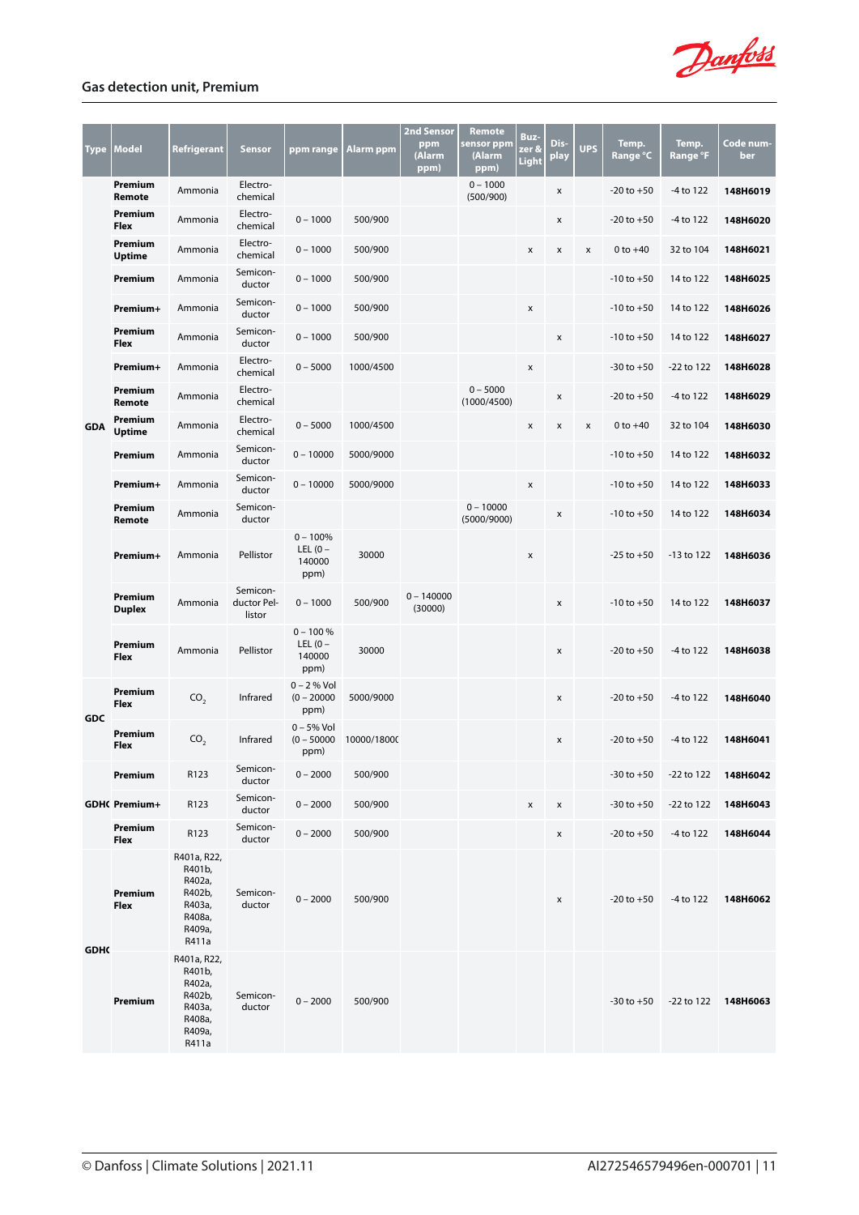## Gas detection unit, Premium

| Type | Model | Refrigerant | Sensor | ppm range | Alarm ppm | 2nd Sensor ppm (Alarm ppm) | Remote sensor ppm (Alarm ppm) | Buzzer & Light | Display | UPS | Temp. Range °C | Temp. Range °F | Code number |
|---|---|---|---|---|---|---|---|---|---|---|---|---|---|
| GDA | **Premium Remote** | Ammonia | Electro-chemical | | | | 0 – 1000 (500/900) | | x | | -20 to +50 | -4 to 122 | **148H6019** |
| | **Premium Flex** | Ammonia | Electro-chemical | 0 – 1000 | 500/900 | | | | x | | -20 to +50 | -4 to 122 | **148H6020** |
| | **Premium Uptime** | Ammonia | Electro-chemical | 0 – 1000 | 500/900 | | | x | x | x | 0 to +40 | 32 to 104 | **148H6021** |
| | **Premium** | Ammonia | Semicon-ductor | 0 – 1000 | 500/900 | | | | | | -10 to +50 | 14 to 122 | **148H6025** |
| | **Premium+** | Ammonia | Semicon-ductor | 0 – 1000 | 500/900 | | | x | | | -10 to +50 | 14 to 122 | **148H6026** |
| | **Premium Flex** | Ammonia | Semicon-ductor | 0 – 1000 | 500/900 | | | | x | | -10 to +50 | 14 to 122 | **148H6027** |
| | **Premium+** | Ammonia | Electro-chemical | 0 – 5000 | 1000/4500 | | | x | | | -30 to +50 | -22 to 122 | **148H6028** |
| | **Premium Remote** | Ammonia | Electro-chemical | | | | 0 – 5000 (1000/4500) | | x | | -20 to +50 | -4 to 122 | **148H6029** |
| | **Premium Uptime** | Ammonia | Electro-chemical | 0 – 5000 | 1000/4500 | | | x | x | x | 0 to +40 | 32 to 104 | **148H6030** |
| | **Premium** | Ammonia | Semicon-ductor | 0 – 10000 | 5000/9000 | | | | | | -10 to +50 | 14 to 122 | **148H6032** |
| | **Premium+** | Ammonia | Semicon-ductor | 0 – 10000 | 5000/9000 | | | x | | | -10 to +50 | 14 to 122 | **148H6033** |
| | **Premium Remote** | Ammonia | Semicon-ductor | | | | 0 – 10000 (5000/9000) | | x | | -10 to +50 | 14 to 122 | **148H6034** |
| | **Premium+** | Ammonia | Pellistor | 0 – 100% LEL (0 – 140000 ppm) | 30000 | | | x | | | -25 to +50 | -13 to 122 | **148H6036** |
| | **Premium Duplex** | Ammonia | Semicon-ductor Pel-listor | 0 – 1000 | 500/900 | 0 – 140000 (30000) | | | x | | -10 to +50 | 14 to 122 | **148H6037** |
| | **Premium Flex** | Ammonia | Pellistor | 0 – 100 % LEL (0 – 140000 ppm) | 30000 | | | | x | | -20 to +50 | -4 to 122 | **148H6038** |
| GDC | **Premium Flex** | $CO_2$ | Infrared | 0 – 2 % Vol (0 – 20000 ppm) | 5000/9000 | | | | x | | -20 to +50 | -4 to 122 | **148H6040** |
| | **Premium Flex** | $CO_2$ | Infrared | 0 – 5% Vol (0 – 50000 ppm) | 10000/1800( | | | | x | | -20 to +50 | -4 to 122 | **148H6041** |
| GDH( | **Premium** | R123 | Semicon-ductor | 0 – 2000 | 500/900 | | | | | | -30 to +50 | -22 to 122 | **148H6042** |
| | **Premium+** | R123 | Semicon-ductor | 0 – 2000 | 500/900 | | | x | x | | -30 to +50 | -22 to 122 | **148H6043** |
| | **Premium Flex** | R123 | Semicon-ductor | 0 – 2000 | 500/900 | | | | x | | -20 to +50 | -4 to 122 | **148H6044** |
| GDH( | **Premium Flex** | R401a, R22, R401b, R402a, R402b, R403a, R408a, R409a, R411a | Semicon-ductor | 0 – 2000 | 500/900 | | | | x | | -20 to +50 | -4 to 122 | **148H6062** |
| | **Premium** | R401a, R22, R401b, R402a, R402b, R403a, R408a, R409a, R411a | Semicon-ductor | 0 – 2000 | 500/900 | | | | | | -30 to +50 | -22 to 122 | **148H6063** |

© Danfoss | Climate Solutions | 2021.11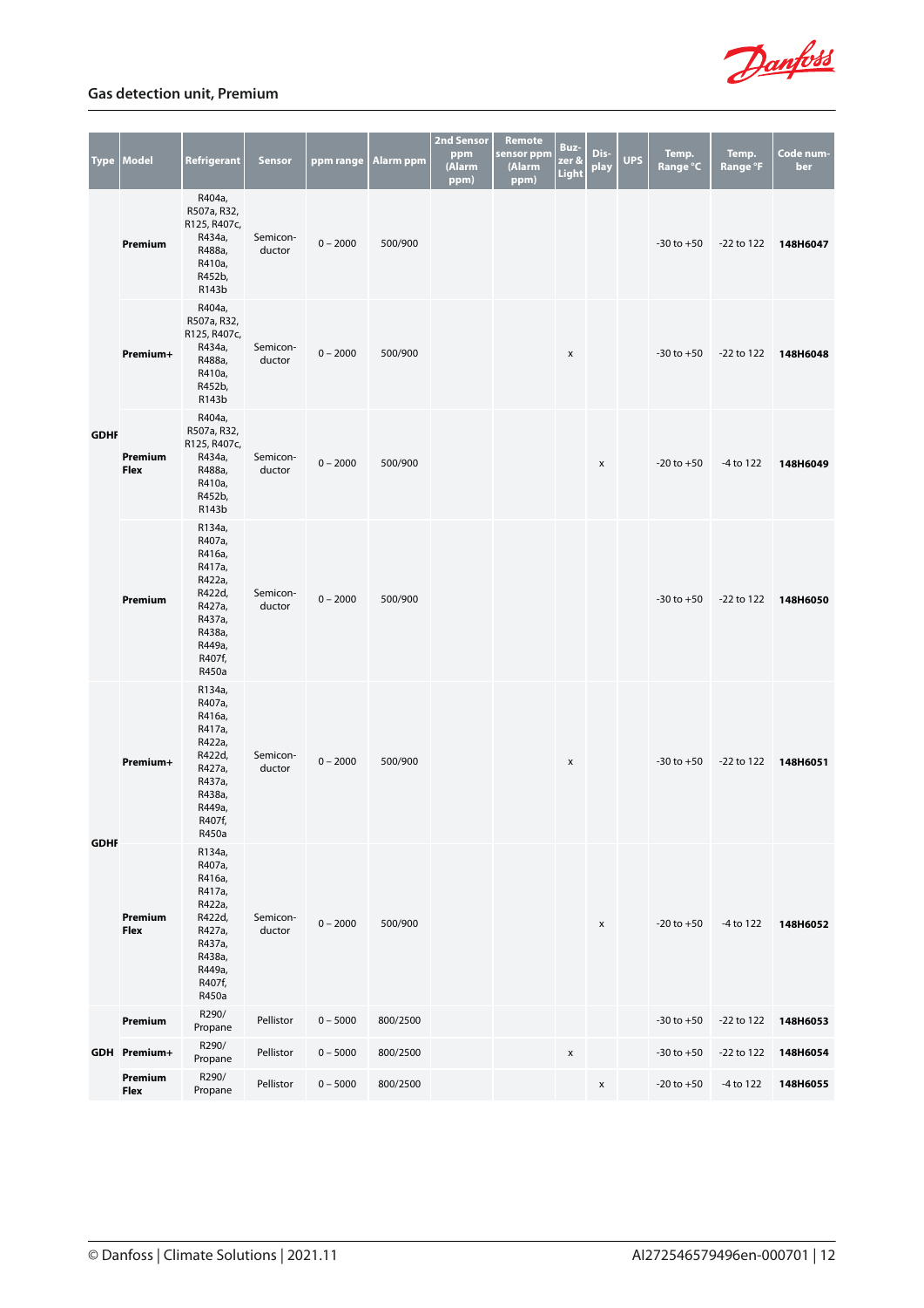## Gas detection unit, Premium

| Type | Model | Refrigerant | Sensor | ppm range | Alarm ppm | 2nd Sensor ppm (Alarm ppm) | Remote sensor ppm (Alarm ppm) | Buzzer & Light | Display | UPS | Temp. Range °C | Temp. Range °F | Code number |
|---|---|---|---|---|---|---|---|---|---|---|---|---|---|
| GDHF | **Premium** | R404a, R507a, R32, R125, R407c, R434a, R488a, R410a, R452b, R143b | Semiconductor | 0 – 2000 | 500/900 | | | | | | -30 to +50 | -22 to 122 | **148H6047** |
| | **Premium+** | R404a, R507a, R32, R125, R407c, R434a, R488a, R410a, R452b, R143b | Semiconductor | 0 – 2000 | 500/900 | | | x | | | -30 to +50 | -22 to 122 | **148H6048** |
| | **Premium Flex** | R404a, R507a, R32, R125, R407c, R434a, R488a, R410a, R452b, R143b | Semiconductor | 0 – 2000 | 500/900 | | | | x | | -20 to +50 | -4 to 122 | **148H6049** |
| GDHF | **Premium** | R134a, R407a, R416a, R417a, R422a, R422d, R427a, R437a, R438a, R449a, R407f, R450a | Semiconductor | 0 – 2000 | 500/900 | | | | | | -30 to +50 | -22 to 122 | **148H6050** |
| | **Premium+** | R134a, R407a, R416a, R417a, R422a, R422d, R427a, R437a, R438a, R449a, R407f, R450a | Semiconductor | 0 – 2000 | 500/900 | | | x | | | -30 to +50 | -22 to 122 | **148H6051** |
| | **Premium Flex** | R134a, R407a, R416a, R417a, R422a, R422d, R427a, R437a, R438a, R449a, R407f, R450a | Semiconductor | 0 – 2000 | 500/900 | | | | x | | -20 to +50 | -4 to 122 | **148H6052** |
| GDH | **Premium** | R290/ Propane | Pellistor | 0 – 5000 | 800/2500 | | | | | | -30 to +50 | -22 to 122 | **148H6053** |
| | **Premium+** | R290/ Propane | Pellistor | 0 – 5000 | 800/2500 | | | x | | | -30 to +50 | -22 to 122 | **148H6054** |
| | **Premium Flex** | R290/ Propane | Pellistor | 0 – 5000 | 800/2500 | | | | x | | -20 to +50 | -4 to 122 | **148H6055** |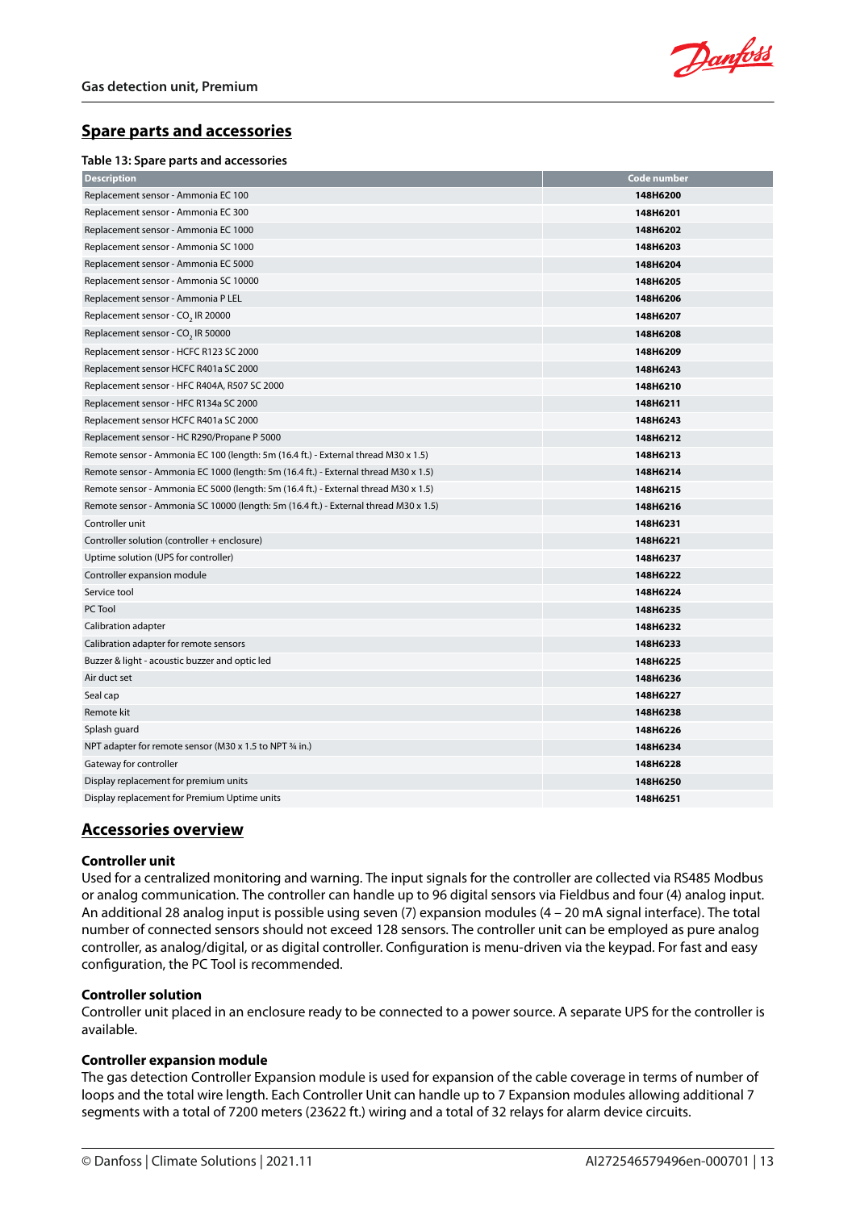## Spare parts and accessories

**Table 13: Spare parts and accessories**

| Description | Code number |
|---|---|
| Replacement sensor - Ammonia EC 100 | 148H6200 |
| Replacement sensor - Ammonia EC 300 | 148H6201 |
| Replacement sensor - Ammonia EC 1000 | 148H6202 |
| Replacement sensor - Ammonia SC 1000 | 148H6203 |
| Replacement sensor - Ammonia EC 5000 | 148H6204 |
| Replacement sensor - Ammonia SC 10000 | 148H6205 |
| Replacement sensor - Ammonia P LEL | 148H6206 |
| Replacement sensor - $CO_2$ IR 20000 | 148H6207 |
| Replacement sensor - $CO_2$ IR 50000 | 148H6208 |
| Replacement sensor - HCFC R123 SC 2000 | 148H6209 |
| Replacement sensor HCFC R401a SC 2000 | 148H6243 |
| Replacement sensor - HFC R404A, R507 SC 2000 | 148H6210 |
| Replacement sensor - HFC R134a SC 2000 | 148H6211 |
| Replacement sensor HCFC R401a SC 2000 | 148H6243 |
| Replacement sensor - HC R290/Propane P 5000 | 148H6212 |
| Remote sensor - Ammonia EC 100 (length: 5m (16.4 ft.) - External thread M30 x 1.5) | 148H6213 |
| Remote sensor - Ammonia EC 1000 (length: 5m (16.4 ft.) - External thread M30 x 1.5) | 148H6214 |
| Remote sensor - Ammonia EC 5000 (length: 5m (16.4 ft.) - External thread M30 x 1.5) | 148H6215 |
| Remote sensor - Ammonia SC 10000 (length: 5m (16.4 ft.) - External thread M30 x 1.5) | 148H6216 |
| Controller unit | 148H6231 |
| Controller solution (controller + enclosure) | 148H6221 |
| Uptime solution (UPS for controller) | 148H6237 |
| Controller expansion module | 148H6222 |
| Service tool | 148H6224 |
| PC Tool | 148H6235 |
| Calibration adapter | 148H6232 |
| Calibration adapter for remote sensors | 148H6233 |
| Buzzer & light - acoustic buzzer and optic led | 148H6225 |
| Air duct set | 148H6236 |
| Seal cap | 148H6227 |
| Remote kit | 148H6238 |
| Splash guard | 148H6226 |
| NPT adapter for remote sensor (M30 x 1.5 to NPT ¾ in.) | 148H6234 |
| Gateway for controller | 148H6228 |
| Display replacement for premium units | 148H6250 |
| Display replacement for Premium Uptime units | 148H6251 |

## Accessories overview

### Controller unit

Used for a centralized monitoring and warning. The input signals for the controller are collected via RS485 Modbus or analog communication. The controller can handle up to 96 digital sensors via Fieldbus and four (4) analog input. An additional 28 analog input is possible using seven (7) expansion modules (4 – 20 mA signal interface). The total number of connected sensors should not exceed 128 sensors. The controller unit can be employed as pure analog controller, as analog/digital, or as digital controller. Configuration is menu-driven via the keypad. For fast and easy configuration, the PC Tool is recommended.

### Controller solution

Controller unit placed in an enclosure ready to be connected to a power source. A separate UPS for the controller is available.

### Controller expansion module

The gas detection Controller Expansion module is used for expansion of the cable coverage in terms of number of loops and the total wire length. Each Controller Unit can handle up to 7 Expansion modules allowing additional 7 segments with a total of 7200 meters (23622 ft.) wiring and a total of 32 relays for alarm device circuits.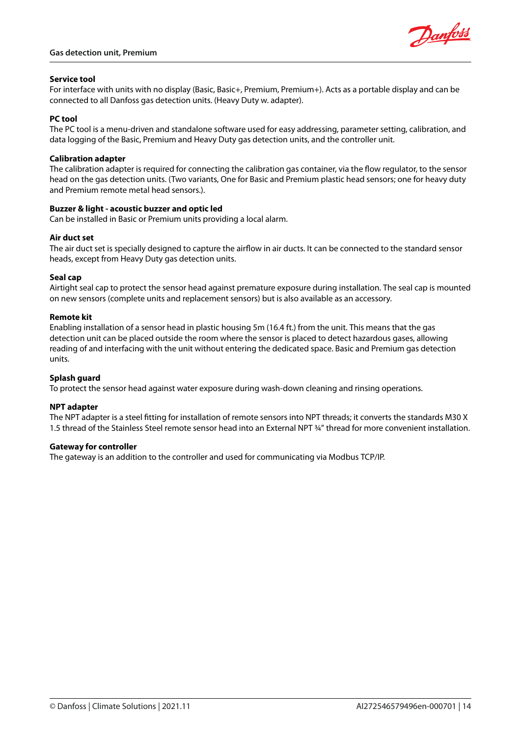**Service tool**
For interface with units with no display (Basic, Basic+, Premium, Premium+). Acts as a portable display and can be connected to all Danfoss gas detection units. (Heavy Duty w. adapter).

**PC tool**
The PC tool is a menu-driven and standalone software used for easy addressing, parameter setting, calibration, and data logging of the Basic, Premium and Heavy Duty gas detection units, and the controller unit.

**Calibration adapter**
The calibration adapter is required for connecting the calibration gas container, via the flow regulator, to the sensor head on the gas detection units. (Two variants, One for Basic and Premium plastic head sensors; one for heavy duty and Premium remote metal head sensors.).

**Buzzer & light - acoustic buzzer and optic led**
Can be installed in Basic or Premium units providing a local alarm.

**Air duct set**
The air duct set is specially designed to capture the airflow in air ducts. It can be connected to the standard sensor heads, except from Heavy Duty gas detection units.

**Seal cap**
Airtight seal cap to protect the sensor head against premature exposure during installation. The seal cap is mounted on new sensors (complete units and replacement sensors) but is also available as an accessory.

**Remote kit**
Enabling installation of a sensor head in plastic housing 5m (16.4 ft.) from the unit. This means that the gas detection unit can be placed outside the room where the sensor is placed to detect hazardous gases, allowing reading of and interfacing with the unit without entering the dedicated space. Basic and Premium gas detection units.

**Splash guard**
To protect the sensor head against water exposure during wash-down cleaning and rinsing operations.

**NPT adapter**
The NPT adapter is a steel fitting for installation of remote sensors into NPT threads; it converts the standards M30 X 1.5 thread of the Stainless Steel remote sensor head into an External NPT ¾" thread for more convenient installation.

**Gateway for controller**
The gateway is an addition to the controller and used for communicating via Modbus TCP/IP.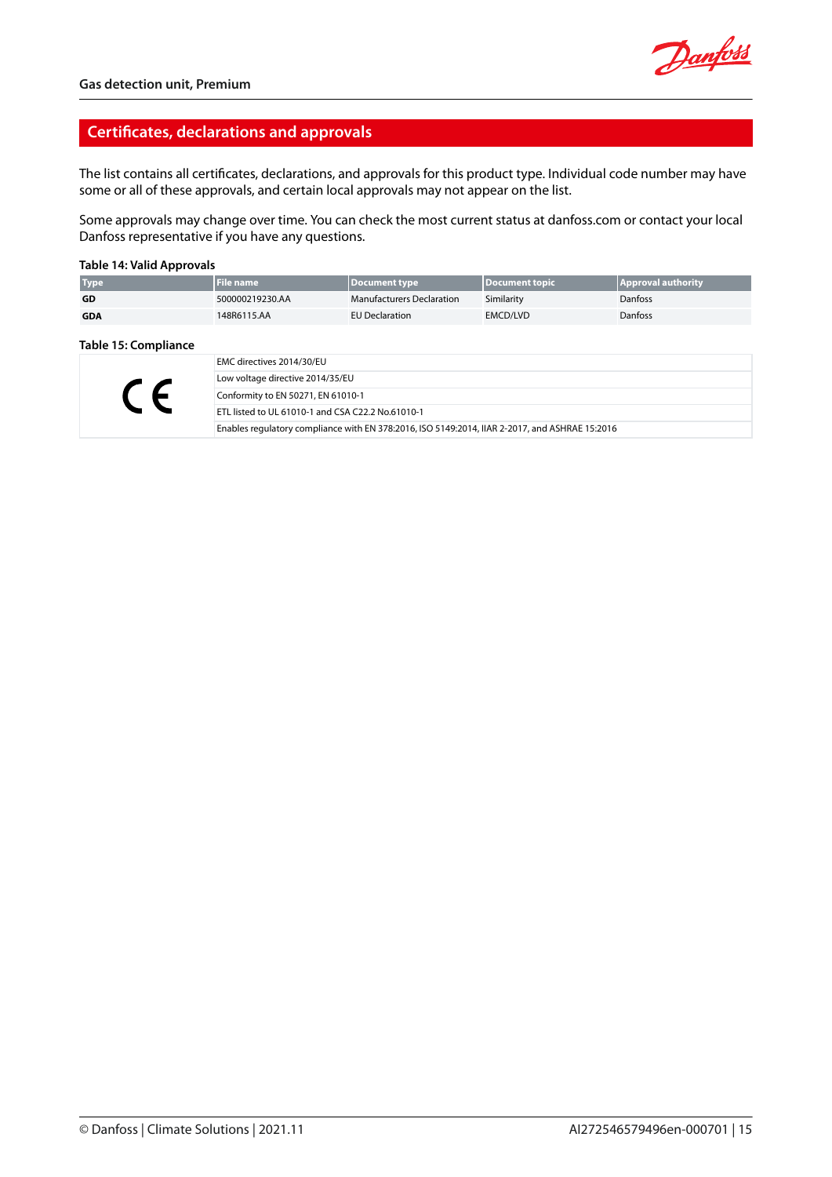## Certificates, declarations and approvals

The list contains all certificates, declarations, and approvals for this product type. Individual code number may have some or all of these approvals, and certain local approvals may not appear on the list.

Some approvals may change over time. You can check the most current status at danfoss.com or contact your local Danfoss representative if you have any questions.

**Table 14: Valid Approvals**

| Type | File name | Document type | Document topic | Approval authority |
|---|---|---|---|---|
| **GD** | 500000219230.AA | Manufacturers Declaration | Similarity | Danfoss |
| **GDA** | 148R6115.AA | EU Declaration | EMCD/LVD | Danfoss |

**Table 15: Compliance**

| | |
|---|---|
| CE | EMC directives 2014/30/EU |
| | Low voltage directive 2014/35/EU |
| | Conformity to EN 50271, EN 61010-1 |
| | ETL listed to UL 61010-1 and CSA C22.2 No.61010-1 |
| | Enables regulatory compliance with EN 378:2016, ISO 5149:2014, IIAR 2-2017, and ASHRAE 15:2016 |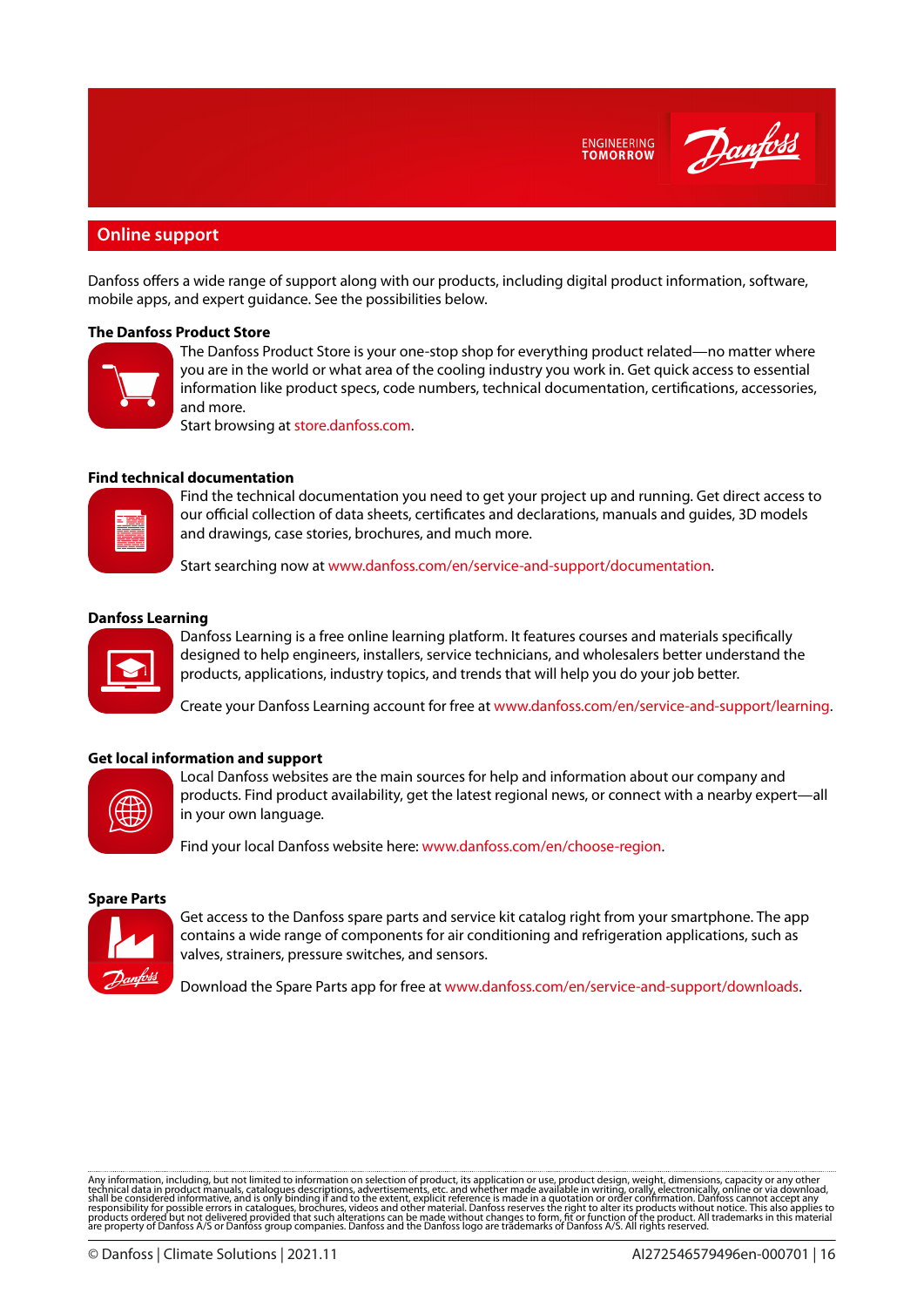## Online support

Danfoss offers a wide range of support along with our products, including digital product information, software, mobile apps, and expert guidance. See the possibilities below.

**The Danfoss Product Store**

The Danfoss Product Store is your one-stop shop for everything product related—no matter where you are in the world or what area of the cooling industry you work in. Get quick access to essential information like product specs, code numbers, technical documentation, certifications, accessories, and more.
Start browsing at store.danfoss.com.

**Find technical documentation**

Find the technical documentation you need to get your project up and running. Get direct access to our official collection of data sheets, certificates and declarations, manuals and guides, 3D models and drawings, case stories, brochures, and much more.

Start searching now at www.danfoss.com/en/service-and-support/documentation.

**Danfoss Learning**

Danfoss Learning is a free online learning platform. It features courses and materials specifically designed to help engineers, installers, service technicians, and wholesalers better understand the products, applications, industry topics, and trends that will help you do your job better.

Create your Danfoss Learning account for free at www.danfoss.com/en/service-and-support/learning.

**Get local information and support**

Local Danfoss websites are the main sources for help and information about our company and products. Find product availability, get the latest regional news, or connect with a nearby expert—all in your own language.

Find your local Danfoss website here: www.danfoss.com/en/choose-region.

**Spare Parts**

Get access to the Danfoss spare parts and service kit catalog right from your smartphone. The app contains a wide range of components for air conditioning and refrigeration applications, such as valves, strainers, pressure switches, and sensors.

Download the Spare Parts app for free at www.danfoss.com/en/service-and-support/downloads.

Any information, including, but not limited to information on selection of product, its application or use, product design, weight, dimensions, capacity or any other technical data in product manuals, catalogues descriptions, advertisements, etc. and whether made available in writing, orally, electronically, online or via download, shall be considered informative, and is only binding if and to the extent, explicit reference is made in a quotation or order confirmation. Danfoss cannot accept any responsibility for possible errors in catalogues, brochures, videos and other material. Danfoss reserves the right to alter its products without notice. This also applies to products ordered but not delivered provided that such alterations can be made without changes to form, fit or function of the product. All trademarks in this material are property of Danfoss A/S or Danfoss group companies. Danfoss and the Danfoss logo are trademarks of Danfoss A/S. All rights reserved.

© Danfoss | Climate Solutions | 2021.11 AI272546579496en-000701